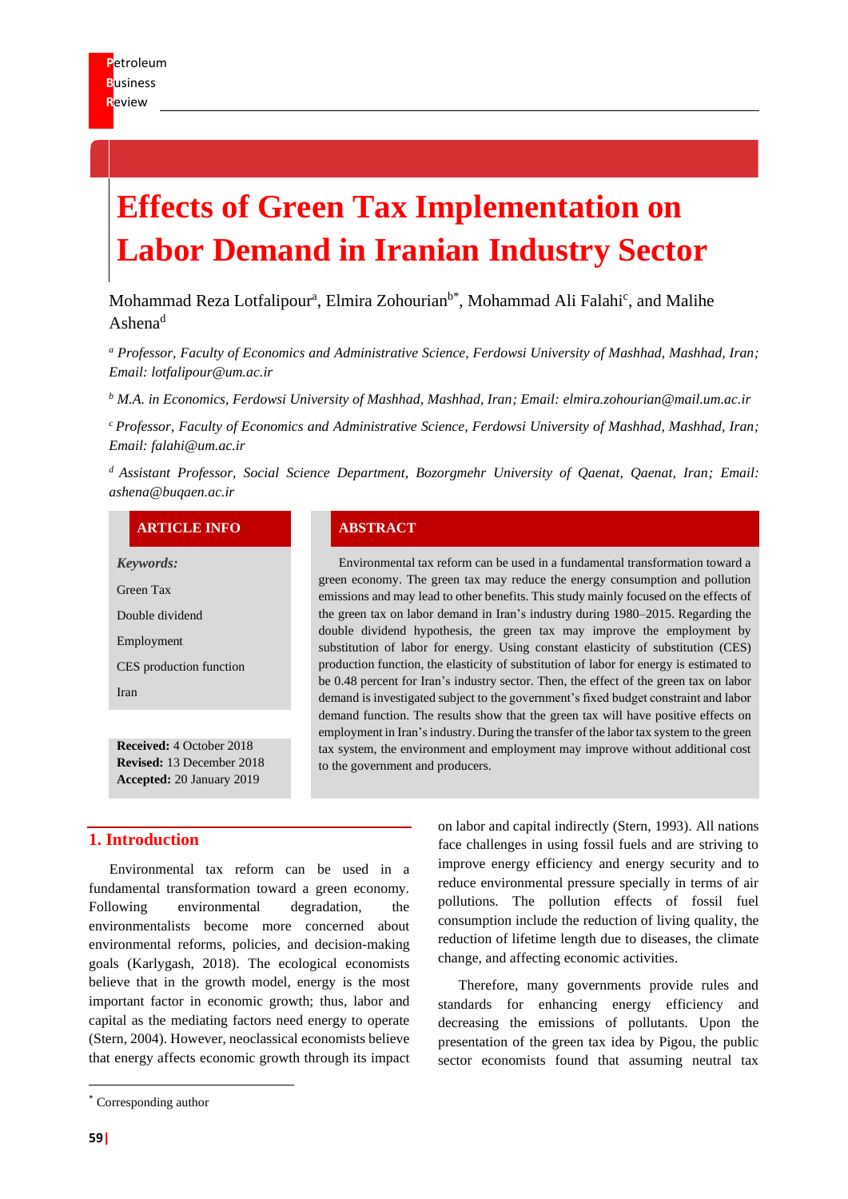# Effects of Green Tax Implementation on Labor Demand in Iranian Industry Sector

Mohammad Reza Lotfalipour[a], Elmira Zohourian[b*], Mohammad Ali Falahi[c], and Malihe Ashena[d]

[a] *Professor, Faculty of Economics and Administrative Science, Ferdowsi University of Mashhad, Mashhad, Iran; Email: lotfalipour@um.ac.ir*

[b] *M.A. in Economics, Ferdowsi University of Mashhad, Mashhad, Iran; Email: elmira.zohourian@mail.um.ac.ir*

[c] *Professor, Faculty of Economics and Administrative Science, Ferdowsi University of Mashhad, Mashhad, Iran; Email: falahi@um.ac.ir*

[d] *Assistant Professor, Social Science Department, Bozorgmehr University of Qaenat, Qaenat, Iran; Email: ashena@buqaen.ac.ir*

**ARTICLE INFO**

***Keywords:***

Green Tax

Double dividend

Employment

CES production function

Iran

**Received:** 4 October 2018
**Revised:** 13 December 2018
**Accepted:** 20 January 2019

**ABSTRACT**

Environmental tax reform can be used in a fundamental transformation toward a green economy. The green tax may reduce the energy consumption and pollution emissions and may lead to other benefits. This study mainly focused on the effects of the green tax on labor demand in Iran's industry during 1980–2015. Regarding the double dividend hypothesis, the green tax may improve the employment by substitution of labor for energy. Using constant elasticity of substitution (CES) production function, the elasticity of substitution of labor for energy is estimated to be 0.48 percent for Iran's industry sector. Then, the effect of the green tax on labor demand is investigated subject to the government's fixed budget constraint and labor demand function. The results show that the green tax will have positive effects on employment in Iran's industry. During the transfer of the labor tax system to the green tax system, the environment and employment may improve without additional cost to the government and producers.

## 1. Introduction

Environmental tax reform can be used in a fundamental transformation toward a green economy. Following environmental degradation, the environmentalists become more concerned about environmental reforms, policies, and decision-making goals (Karlygash, 2018). The ecological economists believe that in the growth model, energy is the most important factor in economic growth; thus, labor and capital as the mediating factors need energy to operate (Stern, 2004). However, neoclassical economists believe that energy affects economic growth through its impact on labor and capital indirectly (Stern, 1993). All nations face challenges in using fossil fuels and are striving to improve energy efficiency and energy security and to reduce environmental pressure specially in terms of air pollutions. The pollution effects of fossil fuel consumption include the reduction of living quality, the reduction of lifetime length due to diseases, the climate change, and affecting economic activities.

Therefore, many governments provide rules and standards for enhancing energy efficiency and decreasing the emissions of pollutants. Upon the presentation of the green tax idea by Pigou, the public sector economists found that assuming neutral tax

[*] Corresponding author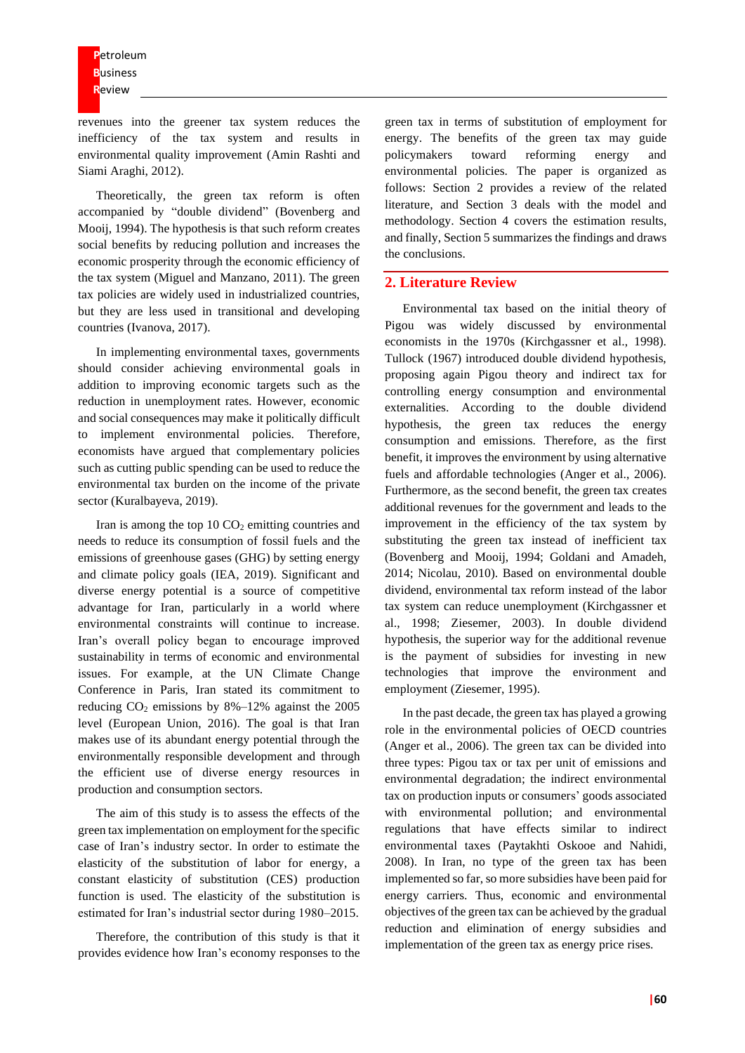revenues into the greener tax system reduces the inefficiency of the tax system and results in environmental quality improvement (Amin Rashti and Siami Araghi, 2012).

Theoretically, the green tax reform is often accompanied by "double dividend" (Bovenberg and Mooij, 1994). The hypothesis is that such reform creates social benefits by reducing pollution and increases the economic prosperity through the economic efficiency of the tax system (Miguel and Manzano, 2011). The green tax policies are widely used in industrialized countries, but they are less used in transitional and developing countries (Ivanova, 2017).

In implementing environmental taxes, governments should consider achieving environmental goals in addition to improving economic targets such as the reduction in unemployment rates. However, economic and social consequences may make it politically difficult to implement environmental policies. Therefore, economists have argued that complementary policies such as cutting public spending can be used to reduce the environmental tax burden on the income of the private sector (Kuralbayeva, 2019).

Iran is among the top 10 $CO_2$ emitting countries and needs to reduce its consumption of fossil fuels and the emissions of greenhouse gases (GHG) by setting energy and climate policy goals (IEA, 2019). Significant and diverse energy potential is a source of competitive advantage for Iran, particularly in a world where environmental constraints will continue to increase. Iran's overall policy began to encourage improved sustainability in terms of economic and environmental issues. For example, at the UN Climate Change Conference in Paris, Iran stated its commitment to reducing $CO_2$ emissions by 8%–12% against the 2005 level (European Union, 2016). The goal is that Iran makes use of its abundant energy potential through the environmentally responsible development and through the efficient use of diverse energy resources in production and consumption sectors.

The aim of this study is to assess the effects of the green tax implementation on employment for the specific case of Iran's industry sector. In order to estimate the elasticity of the substitution of labor for energy, a constant elasticity of substitution (CES) production function is used. The elasticity of the substitution is estimated for Iran's industrial sector during 1980–2015.

Therefore, the contribution of this study is that it provides evidence how Iran's economy responses to the green tax in terms of substitution of employment for energy. The benefits of the green tax may guide policymakers toward reforming energy and environmental policies. The paper is organized as follows: Section 2 provides a review of the related literature, and Section 3 deals with the model and methodology. Section 4 covers the estimation results, and finally, Section 5 summarizes the findings and draws the conclusions.

## 2. Literature Review

Environmental tax based on the initial theory of Pigou was widely discussed by environmental economists in the 1970s (Kirchgassner et al., 1998). Tullock (1967) introduced double dividend hypothesis, proposing again Pigou theory and indirect tax for controlling energy consumption and environmental externalities. According to the double dividend hypothesis, the green tax reduces the energy consumption and emissions. Therefore, as the first benefit, it improves the environment by using alternative fuels and affordable technologies (Anger et al., 2006). Furthermore, as the second benefit, the green tax creates additional revenues for the government and leads to the improvement in the efficiency of the tax system by substituting the green tax instead of inefficient tax (Bovenberg and Mooij, 1994; Goldani and Amadeh, 2014; Nicolau, 2010). Based on environmental double dividend, environmental tax reform instead of the labor tax system can reduce unemployment (Kirchgassner et al., 1998; Ziesemer, 2003). In double dividend hypothesis, the superior way for the additional revenue is the payment of subsidies for investing in new technologies that improve the environment and employment (Ziesemer, 1995).

In the past decade, the green tax has played a growing role in the environmental policies of OECD countries (Anger et al., 2006). The green tax can be divided into three types: Pigou tax or tax per unit of emissions and environmental degradation; the indirect environmental tax on production inputs or consumers' goods associated with environmental pollution; and environmental regulations that have effects similar to indirect environmental taxes (Paytakhti Oskooe and Nahidi, 2008). In Iran, no type of the green tax has been implemented so far, so more subsidies have been paid for energy carriers. Thus, economic and environmental objectives of the green tax can be achieved by the gradual reduction and elimination of energy subsidies and implementation of the green tax as energy price rises.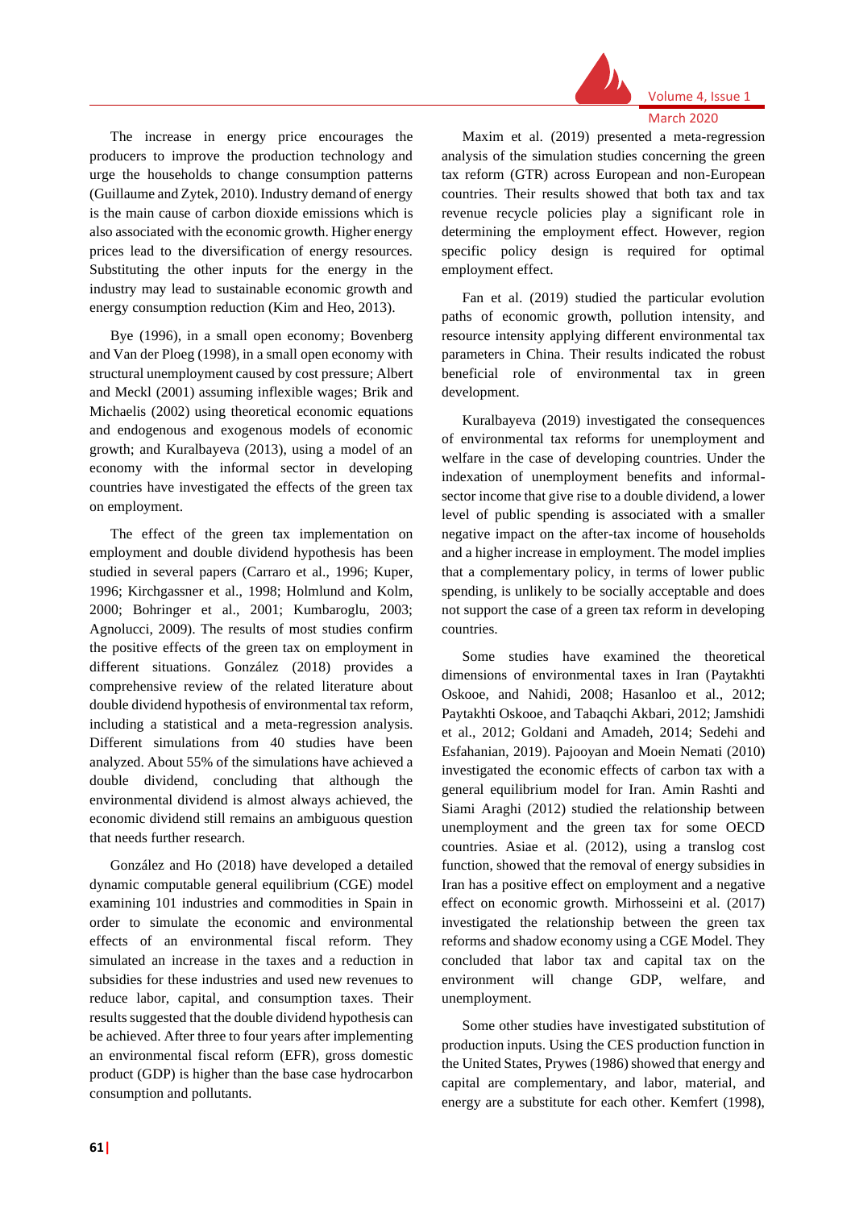The increase in energy price encourages the producers to improve the production technology and urge the households to change consumption patterns (Guillaume and Zytek, 2010). Industry demand of energy is the main cause of carbon dioxide emissions which is also associated with the economic growth. Higher energy prices lead to the diversification of energy resources. Substituting the other inputs for the energy in the industry may lead to sustainable economic growth and energy consumption reduction (Kim and Heo, 2013).

Bye (1996), in a small open economy; Bovenberg and Van der Ploeg (1998), in a small open economy with structural unemployment caused by cost pressure; Albert and Meckl (2001) assuming inflexible wages; Brik and Michaelis (2002) using theoretical economic equations and endogenous and exogenous models of economic growth; and Kuralbayeva (2013), using a model of an economy with the informal sector in developing countries have investigated the effects of the green tax on employment.

The effect of the green tax implementation on employment and double dividend hypothesis has been studied in several papers (Carraro et al., 1996; Kuper, 1996; Kirchgassner et al., 1998; Holmlund and Kolm, 2000; Bohringer et al., 2001; Kumbaroglu, 2003; Agnolucci, 2009). The results of most studies confirm the positive effects of the green tax on employment in different situations. González (2018) provides a comprehensive review of the related literature about double dividend hypothesis of environmental tax reform, including a statistical and a meta-regression analysis. Different simulations from 40 studies have been analyzed. About 55% of the simulations have achieved a double dividend, concluding that although the environmental dividend is almost always achieved, the economic dividend still remains an ambiguous question that needs further research.

González and Ho (2018) have developed a detailed dynamic computable general equilibrium (CGE) model examining 101 industries and commodities in Spain in order to simulate the economic and environmental effects of an environmental fiscal reform. They simulated an increase in the taxes and a reduction in subsidies for these industries and used new revenues to reduce labor, capital, and consumption taxes. Their results suggested that the double dividend hypothesis can be achieved. After three to four years after implementing an environmental fiscal reform (EFR), gross domestic product (GDP) is higher than the base case hydrocarbon consumption and pollutants.

Maxim et al. (2019) presented a meta-regression analysis of the simulation studies concerning the green tax reform (GTR) across European and non-European countries. Their results showed that both tax and tax revenue recycle policies play a significant role in determining the employment effect. However, region specific policy design is required for optimal employment effect.

Fan et al. (2019) studied the particular evolution paths of economic growth, pollution intensity, and resource intensity applying different environmental tax parameters in China. Their results indicated the robust beneficial role of environmental tax in green development.

Kuralbayeva (2019) investigated the consequences of environmental tax reforms for unemployment and welfare in the case of developing countries. Under the indexation of unemployment benefits and informal-sector income that give rise to a double dividend, a lower level of public spending is associated with a smaller negative impact on the after-tax income of households and a higher increase in employment. The model implies that a complementary policy, in terms of lower public spending, is unlikely to be socially acceptable and does not support the case of a green tax reform in developing countries.

Some studies have examined the theoretical dimensions of environmental taxes in Iran (Paytakhti Oskooe, and Nahidi, 2008; Hasanloo et al., 2012; Paytakhti Oskooe, and Tabaqchi Akbari, 2012; Jamshidi et al., 2012; Goldani and Amadeh, 2014; Sedehi and Esfahanian, 2019). Pajooyan and Moein Nemati (2010) investigated the economic effects of carbon tax with a general equilibrium model for Iran. Amin Rashti and Siami Araghi (2012) studied the relationship between unemployment and the green tax for some OECD countries. Asiae et al. (2012), using a translog cost function, showed that the removal of energy subsidies in Iran has a positive effect on employment and a negative effect on economic growth. Mirhosseini et al. (2017) investigated the relationship between the green tax reforms and shadow economy using a CGE Model. They concluded that labor tax and capital tax on the environment will change GDP, welfare, and unemployment.

Some other studies have investigated substitution of production inputs. Using the CES production function in the United States, Prywes (1986) showed that energy and capital are complementary, and labor, material, and energy are a substitute for each other. Kemfert (1998),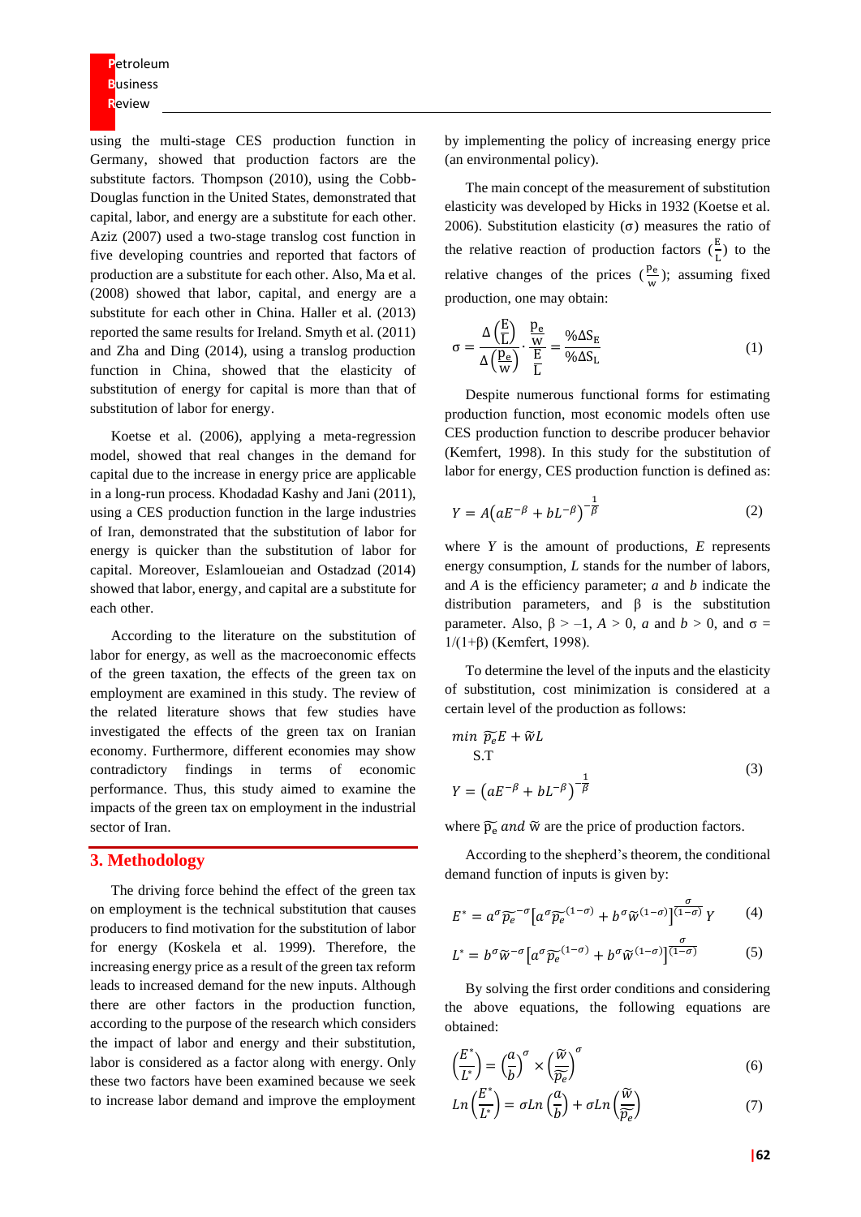using the multi-stage CES production function in Germany, showed that production factors are the substitute factors. Thompson (2010), using the Cobb-Douglas function in the United States, demonstrated that capital, labor, and energy are a substitute for each other. Aziz (2007) used a two-stage translog cost function in five developing countries and reported that factors of production are a substitute for each other. Also, Ma et al. (2008) showed that labor, capital, and energy are a substitute for each other in China. Haller et al. (2013) reported the same results for Ireland. Smyth et al. (2011) and Zha and Ding (2014), using a translog production function in China, showed that the elasticity of substitution of energy for capital is more than that of substitution of labor for energy.

Koetse et al. (2006), applying a meta-regression model, showed that real changes in the demand for capital due to the increase in energy price are applicable in a long-run process. Khodadad Kashy and Jani (2011), using a CES production function in the large industries of Iran, demonstrated that the substitution of labor for energy is quicker than the substitution of labor for capital. Moreover, Eslamloueian and Ostadzad (2014) showed that labor, energy, and capital are a substitute for each other.

According to the literature on the substitution of labor for energy, as well as the macroeconomic effects of the green taxation, the effects of the green tax on employment are examined in this study. The review of the related literature shows that few studies have investigated the effects of the green tax on Iranian economy. Furthermore, different economies may show contradictory findings in terms of economic performance. Thus, this study aimed to examine the impacts of the green tax on employment in the industrial sector of Iran.

## 3. Methodology

The driving force behind the effect of the green tax on employment is the technical substitution that causes producers to find motivation for the substitution of labor for energy (Koskela et al. 1999). Therefore, the increasing energy price as a result of the green tax reform leads to increased demand for the new inputs. Although there are other factors in the production function, according to the purpose of the research which considers the impact of labor and energy and their substitution, labor is considered as a factor along with energy. Only these two factors have been examined because we seek to increase labor demand and improve the employment by implementing the policy of increasing energy price (an environmental policy).

The main concept of the measurement of substitution elasticity was developed by Hicks in 1932 (Koetse et al. 2006). Substitution elasticity (σ) measures the ratio of the relative reaction of production factors $\left(\frac{E}{L}\right)$ to the relative changes of the prices $\left(\frac{p_e}{w}\right)$; assuming fixed production, one may obtain:

$$\sigma = \frac{\Delta\left(\frac{E}{L}\right)}{\Delta\left(\frac{p_e}{w}\right)} \cdot \frac{\frac{p_e}{w}}{\frac{E}{L}} = \frac{\%\Delta S_E}{\%\Delta S_L} \tag{1}$$

Despite numerous functional forms for estimating production function, most economic models often use CES production function to describe producer behavior (Kemfert, 1998). In this study for the substitution of labor for energy, CES production function is defined as:

$$Y = A\left(aE^{-\beta} + bL^{-\beta}\right)^{-\frac{1}{\beta}} \tag{2}$$

where $Y$ is the amount of productions, $E$ represents energy consumption, $L$ stands for the number of labors, and $A$ is the efficiency parameter; $a$ and $b$ indicate the distribution parameters, and β is the substitution parameter. Also, $\beta > -1$, $A > 0$, $a$ and $b > 0$, and $\sigma = 1/(1+\beta)$ (Kemfert, 1998).

To determine the level of the inputs and the elasticity of substitution, cost minimization is considered at a certain level of the production as follows:

$$\begin{aligned} &\min\ \widetilde{p}_e E + \widetilde{w} L \\ &\quad \text{S.T} \\ &Y = \left(aE^{-\beta} + bL^{-\beta}\right)^{-\frac{1}{\beta}} \end{aligned} \tag{3}$$

where $\widetilde{p}_e$ *and* $\widetilde{w}$ are the price of production factors.

According to the shepherd's theorem, the conditional demand function of inputs is given by:

$$E^* = a^{\sigma}\widetilde{p}_e^{\,-\sigma}\left[a^{\sigma}\widetilde{p}_e^{\,(1-\sigma)} + b^{\sigma}\widetilde{w}^{(1-\sigma)}\right]^{\frac{\sigma}{(1-\sigma)}} Y \tag{4}$$

$$L^* = b^{\sigma}\widetilde{w}^{-\sigma}\left[a^{\sigma}\widetilde{p}_e^{\,(1-\sigma)} + b^{\sigma}\widetilde{w}^{(1-\sigma)}\right]^{\frac{\sigma}{(1-\sigma)}} \tag{5}$$

By solving the first order conditions and considering the above equations, the following equations are obtained:

$$\left(\frac{E^*}{L^*}\right) = \left(\frac{a}{b}\right)^{\sigma} \times \left(\frac{\widetilde{w}}{\widetilde{p}_e}\right)^{\sigma} \tag{6}$$

$$Ln\left(\frac{E^*}{L^*}\right) = \sigma Ln\left(\frac{a}{b}\right) + \sigma Ln\left(\frac{\widetilde{w}}{\widetilde{p}_e}\right) \tag{7}$$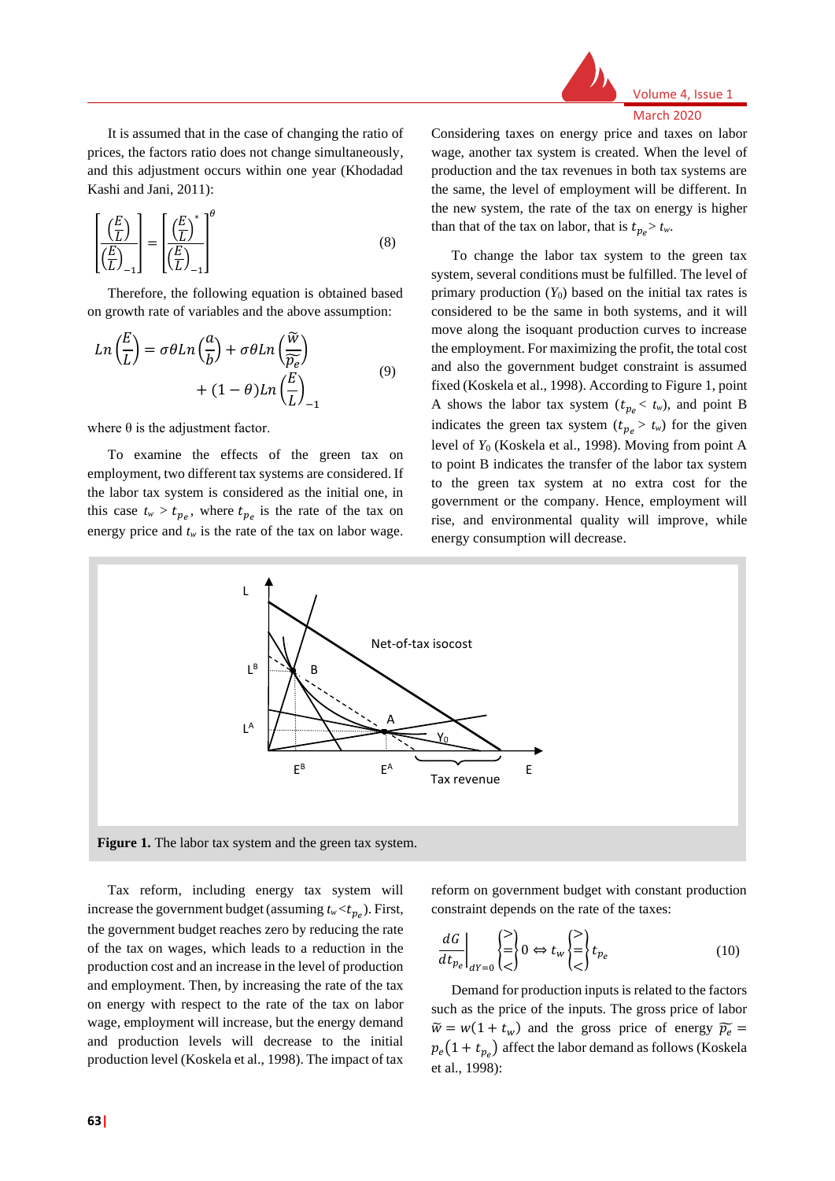It is assumed that in the case of changing the ratio of prices, the factors ratio does not change simultaneously, and this adjustment occurs within one year (Khodadad Kashi and Jani, 2011):

$$\left[\frac{\left(\frac{E}{L}\right)}{\left(\frac{E}{L}\right)_{-1}}\right] = \left[\frac{\left(\frac{E}{L}\right)^{*}}{\left(\frac{E}{L}\right)_{-1}}\right]^{\theta} \tag{8}$$

Therefore, the following equation is obtained based on growth rate of variables and the above assumption:

$$Ln\left(\frac{E}{L}\right) = \sigma\theta Ln\left(\frac{a}{b}\right) + \sigma\theta Ln\left(\frac{\widetilde{w}}{\widetilde{p_e}}\right) + (1-\theta)Ln\left(\frac{E}{L}\right)_{-1} \tag{9}$$

where θ is the adjustment factor.

To examine the effects of the green tax on employment, two different tax systems are considered. If the labor tax system is considered as the initial one, in this case $t_w > t_{p_e}$, where $t_{p_e}$ is the rate of the tax on energy price and $t_w$ is the rate of the tax on labor wage. Considering taxes on energy price and taxes on labor wage, another tax system is created. When the level of production and the tax revenues in both tax systems are the same, the level of employment will be different. In the new system, the rate of the tax on energy is higher than that of the tax on labor, that is $t_{p_e} > t_w$.

To change the labor tax system to the green tax system, several conditions must be fulfilled. The level of primary production ($Y_0$) based on the initial tax rates is considered to be the same in both systems, and it will move along the isoquant production curves to increase the employment. For maximizing the profit, the total cost and also the government budget constraint is assumed fixed (Koskela et al., 1998). According to Figure 1, point A shows the labor tax system ($t_{p_e} < t_w$), and point B indicates the green tax system ($t_{p_e} > t_w$) for the given level of $Y_0$ (Koskela et al., 1998). Moving from point A to point B indicates the transfer of the labor tax system to the green tax system at no extra cost for the government or the company. Hence, employment will rise, and environmental quality will improve, while energy consumption will decrease.

**Figure 1.** The labor tax system and the green tax system.

Tax reform, including energy tax system will increase the government budget (assuming $t_w < t_{p_e}$). First, the government budget reaches zero by reducing the rate of the tax on wages, which leads to a reduction in the production cost and an increase in the level of production and employment. Then, by increasing the rate of the tax on energy with respect to the rate of the tax on labor wage, employment will increase, but the energy demand and production levels will decrease to the initial production level (Koskela et al., 1998). The impact of tax reform on government budget with constant production constraint depends on the rate of the taxes:

$$\left.\frac{dG}{dt_{p_e}}\right|_{dY=0} \begin{Bmatrix} > \\ = \\ < \end{Bmatrix} 0 \Leftrightarrow t_w \begin{Bmatrix} > \\ = \\ < \end{Bmatrix} t_{p_e} \tag{10}$$

Demand for production inputs is related to the factors such as the price of the inputs. The gross price of labor $\widetilde{w} = w(1+t_w)$ and the gross price of energy $\widetilde{p_e} = p_e(1+t_{p_e})$ affect the labor demand as follows (Koskela et al., 1998):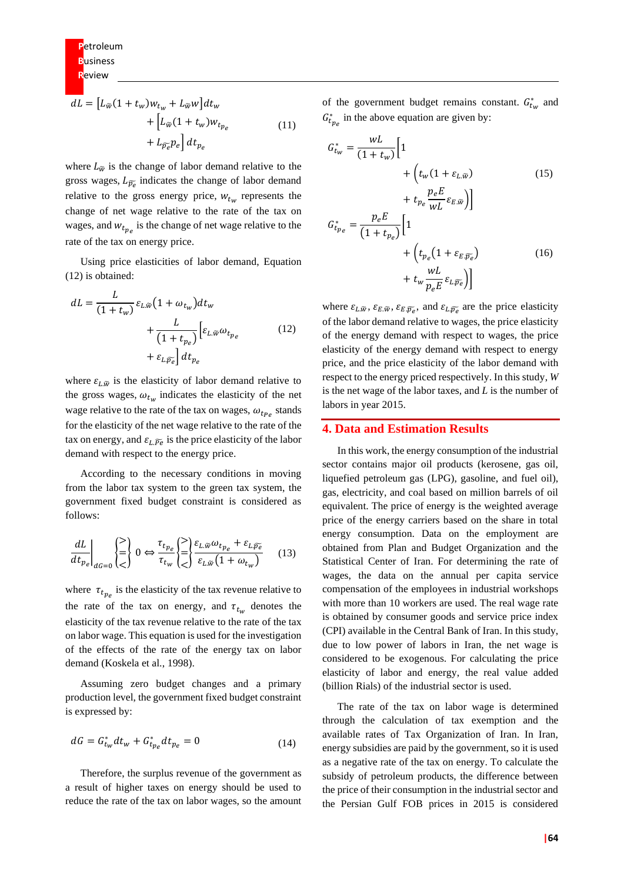$$dL = \left[L_{\widetilde{w}}(1+t_w)w_{t_w} + L_{\widetilde{w}}w\right]dt_w + \left[L_{\widetilde{w}}(1+t_w)w_{t_{p_e}} + L_{\widetilde{p_e}}p_e\right]dt_{p_e} \tag{11}$$

where $L_{\widetilde{w}}$ is the change of labor demand relative to the gross wages, $L_{\widetilde{p_e}}$ indicates the change of labor demand relative to the gross energy price, $w_{t_w}$ represents the change of net wage relative to the rate of the tax on wages, and $w_{t_{p_e}}$ is the change of net wage relative to the rate of the tax on energy price.

Using price elasticities of labor demand, Equation (12) is obtained:

$$dL = \frac{L}{(1+t_w)}\varepsilon_{L.\widetilde{w}}\left(1+\omega_{t_w}\right)dt_w + \frac{L}{(1+t_{p_e})}\left[\varepsilon_{L.\widetilde{w}}\omega_{t_{p_e}} + \varepsilon_{L.\widetilde{p_e}}\right]dt_{p_e} \tag{12}$$

where $\varepsilon_{L.\widetilde{w}}$ is the elasticity of labor demand relative to the gross wages, $\omega_{t_w}$ indicates the elasticity of the net wage relative to the rate of the tax on wages, $\omega_{t_{p_e}}$ stands for the elasticity of the net wage relative to the rate of the tax on energy, and $\varepsilon_{L.\widetilde{p_e}}$ is the price elasticity of the labor demand with respect to the energy price.

According to the necessary conditions in moving from the labor tax system to the green tax system, the government fixed budget constraint is considered as follows:

$$\left.\frac{dL}{dt_{p_e}}\right|_{dG=0} \begin{Bmatrix} > \\ = \\ < \end{Bmatrix} 0 \Leftrightarrow \frac{\tau_{t_{p_e}}}{\tau_{t_w}} \begin{Bmatrix} > \\ = \\ < \end{Bmatrix} \frac{\varepsilon_{L.\widetilde{w}}\omega_{t_{p_e}} + \varepsilon_{L.\widetilde{p_e}}}{\varepsilon_{L.\widetilde{w}}\left(1+\omega_{t_w}\right)} \tag{13}$$

where $\tau_{t_{p_e}}$ is the elasticity of the tax revenue relative to the rate of the tax on energy, and $\tau_{t_w}$ denotes the elasticity of the tax revenue relative to the rate of the tax on labor wage. This equation is used for the investigation of the effects of the rate of the energy tax on labor demand (Koskela et al., 1998).

Assuming zero budget changes and a primary production level, the government fixed budget constraint is expressed by:

$$dG = G^*_{t_w}dt_w + G^*_{t_{p_e}}dt_{p_e} = 0 \tag{14}$$

Therefore, the surplus revenue of the government as a result of higher taxes on energy should be used to reduce the rate of the tax on labor wages, so the amount of the government budget remains constant. $G^*_{t_w}$ and $G^*_{t_{p_e}}$ in the above equation are given by:

$$G^*_{t_w} = \frac{wL}{(1+t_w)}\left[1 + \left(t_w(1+\varepsilon_{L.\widetilde{w}}) + t_{p_e}\frac{p_eE}{wL}\varepsilon_{E.\widetilde{w}}\right)\right] \tag{15}$$

$$G^*_{t_{p_e}} = \frac{p_eE}{(1+t_{p_e})}\left[1 + \left(t_{p_e}(1+\varepsilon_{E.\widetilde{p_e}}) + t_w\frac{wL}{p_eE}\varepsilon_{L.\widetilde{p_e}}\right)\right] \tag{16}$$

where $\varepsilon_{L.\widetilde{w}}$, $\varepsilon_{E.\widetilde{w}}$, $\varepsilon_{E.\widetilde{p_e}}$, and $\varepsilon_{L.\widetilde{p_e}}$ are the price elasticity of the labor demand relative to wages, the price elasticity of the energy demand with respect to wages, the price elasticity of the energy demand with respect to energy price, and the price elasticity of the labor demand with respect to the energy priced respectively. In this study, $W$ is the net wage of the labor taxes, and $L$ is the number of labors in year 2015.

## 4. Data and Estimation Results

In this work, the energy consumption of the industrial sector contains major oil products (kerosene, gas oil, liquefied petroleum gas (LPG), gasoline, and fuel oil), gas, electricity, and coal based on million barrels of oil equivalent. The price of energy is the weighted average price of the energy carriers based on the share in total energy consumption. Data on the employment are obtained from Plan and Budget Organization and the Statistical Center of Iran. For determining the rate of wages, the data on the annual per capita service compensation of the employees in industrial workshops with more than 10 workers are used. The real wage rate is obtained by consumer goods and service price index (CPI) available in the Central Bank of Iran. In this study, due to low power of labors in Iran, the net wage is considered to be exogenous. For calculating the price elasticity of labor and energy, the real value added (billion Rials) of the industrial sector is used.

The rate of the tax on labor wage is determined through the calculation of tax exemption and the available rates of Tax Organization of Iran. In Iran, energy subsidies are paid by the government, so it is used as a negative rate of the tax on energy. To calculate the subsidy of petroleum products, the difference between the price of their consumption in the industrial sector and the Persian Gulf FOB prices in 2015 is considered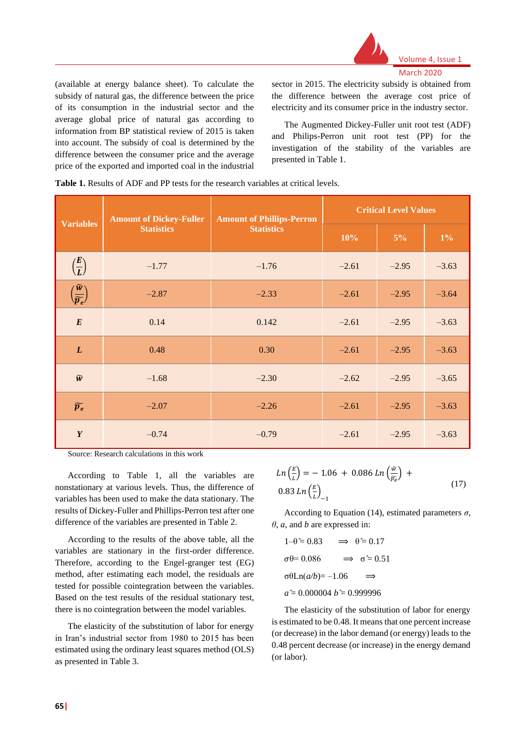(available at energy balance sheet). To calculate the subsidy of natural gas, the difference between the price of its consumption in the industrial sector and the average global price of natural gas according to information from BP statistical review of 2015 is taken into account. The subsidy of coal is determined by the difference between the consumer price and the average price of the exported and imported coal in the industrial sector in 2015. The electricity subsidy is obtained from the difference between the average cost price of electricity and its consumer price in the industry sector.

The Augmented Dickey-Fuller unit root test (ADF) and Philips-Perron unit root test (PP) for the investigation of the stability of the variables are presented in Table 1.

**Table 1.** Results of ADF and PP tests for the research variables at critical levels.

| Variables | Amount of Dickey-Fuller Statistics | Amount of Phillips-Perron Statistics | Critical Level Values | | |
|---|---|---|---|---|---|
| | | | 10% | 5% | 1% |
| $\left(\frac{E}{L}\right)$ | −1.77 | −1.76 | −2.61 | −2.95 | −3.63 |
| $\left(\frac{\widetilde{w}}{\widetilde{p}_e}\right)$ | −2.87 | −2.33 | −2.61 | −2.95 | −3.64 |
| $E$ | 0.14 | 0.142 | −2.61 | −2.95 | −3.63 |
| $L$ | 0.48 | 0.30 | −2.61 | −2.95 | −3.63 |
| $\widetilde{w}$ | −1.68 | −2.30 | −2.62 | −2.95 | −3.65 |
| $\widetilde{p}_e$ | −2.07 | −2.26 | −2.61 | −2.95 | −3.63 |
| $Y$ | −0.74 | −0.79 | −2.61 | −2.95 | −3.63 |

Source: Research calculations in this work

According to Table 1, all the variables are nonstationary at various levels. Thus, the difference of variables has been used to make the data stationary. The results of Dickey-Fuller and Phillips-Perron test after one difference of the variables are presented in Table 2.

According to the results of the above table, all the variables are stationary in the first-order difference. Therefore, according to the Engel-granger test (EG) method, after estimating each model, the residuals are tested for possible cointegration between the variables. Based on the test results of the residual stationary test, there is no cointegration between the model variables.

The elasticity of the substitution of labor for energy in Iran's industrial sector from 1980 to 2015 has been estimated using the ordinary least squares method (OLS) as presented in Table 3.

$$Ln\left(\frac{E}{L}\right) = -\,1.06 \,+\, 0.086\, Ln\left(\frac{\widetilde{w}}{\widetilde{p}_e}\right) \,+\, 0.83\, Ln\left(\frac{E}{L}\right)_{-1} \tag{17}$$

According to Equation (14), estimated parameters $\sigma$, $\theta$, $a$, and $b$ are expressed in:

$1-\theta \widehat{=} 0.83 \quad \Longrightarrow \quad \theta \widehat{=} 0.17$

$\sigma\theta = 0.086 \quad \Longrightarrow \quad \sigma \widehat{=} 0.51$

$\sigma\theta \mathrm{Ln}(a/b) = -1.06 \quad \Longrightarrow$

$a \widehat{=} 0.000004 \; b \widehat{=} 0.999996$

The elasticity of the substitution of labor for energy is estimated to be 0.48. It means that one percent increase (or decrease) in the labor demand (or energy) leads to the 0.48 percent decrease (or increase) in the energy demand (or labor).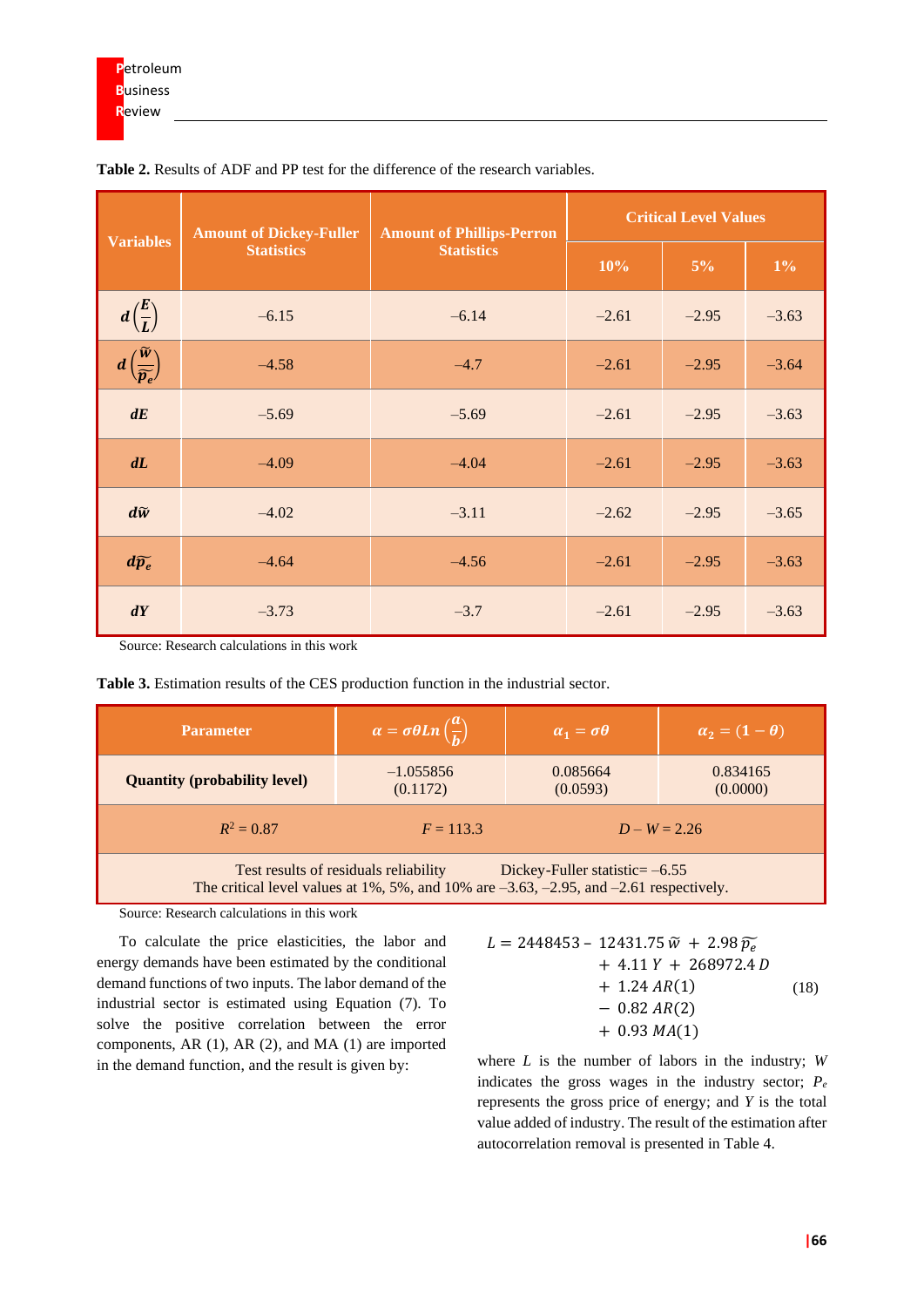**Table 2.** Results of ADF and PP test for the difference of the research variables.

| Variables | Amount of Dickey-Fuller Statistics | Amount of Phillips-Perron Statistics | Critical Level Values | | |
|---|---|---|---|---|---|
| | | | 10% | 5% | 1% |
| $d\left(\frac{E}{L}\right)$ | −6.15 | −6.14 | −2.61 | −2.95 | −3.63 |
| $d\left(\frac{\widetilde{w}}{\widetilde{p_e}}\right)$ | −4.58 | −4.7 | −2.61 | −2.95 | −3.64 |
| $dE$ | −5.69 | −5.69 | −2.61 | −2.95 | −3.63 |
| $dL$ | −4.09 | −4.04 | −2.61 | −2.95 | −3.63 |
| $d\widetilde{w}$ | −4.02 | −3.11 | −2.62 | −2.95 | −3.65 |
| $d\widetilde{p_e}$ | −4.64 | −4.56 | −2.61 | −2.95 | −3.63 |
| $dY$ | −3.73 | −3.7 | −2.61 | −2.95 | −3.63 |

Source: Research calculations in this work

**Table 3.** Estimation results of the CES production function in the industrial sector.

| Parameter | $\alpha = \sigma\theta Ln\left(\frac{a}{b}\right)$ | $\alpha_1 = \sigma\theta$ | $\alpha_2 = (1-\theta)$ |
|---|---|---|---|
| Quantity (probability level) | −1.055856 (0.1172) | 0.085664 (0.0593) | 0.834165 (0.0000) |
| $R^2 = 0.87$ | $F = 113.3$ | $D-W = 2.26$ | |
| Test results of residuals reliability Dickey-Fuller statistic= −6.55 The critical level values at 1%, 5%, and 10% are −3.63, −2.95, and −2.61 respectively. | | | |

Source: Research calculations in this work

To calculate the price elasticities, the labor and energy demands have been estimated by the conditional demand functions of two inputs. The labor demand of the industrial sector is estimated using Equation (7). To solve the positive correlation between the error components, AR (1), AR (2), and MA (1) are imported in the demand function, and the result is given by:

$$L = 2448453 - 12431.75\,\widetilde{w} + 2.98\,\widetilde{p_e} + 4.11\,Y + 268972.4\,D + 1.24\,AR(1) - 0.82\,AR(2) + 0.93\,MA(1) \tag{18}$$

where $L$ is the number of labors in the industry; $W$ indicates the gross wages in the industry sector; $P_e$ represents the gross price of energy; and $Y$ is the total value added of industry. The result of the estimation after autocorrelation removal is presented in Table 4.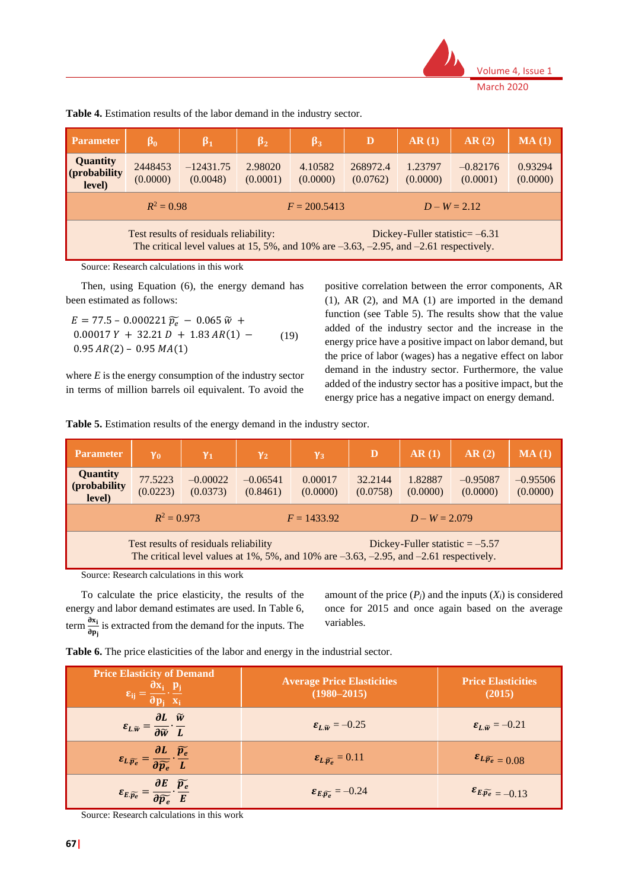**Table 4.** Estimation results of the labor demand in the industry sector.

| Parameter | $\beta_0$ | $\beta_1$ | $\beta_2$ | $\beta_3$ | D | AR (1) | AR (2) | MA (1) |
|---|---|---|---|---|---|---|---|---|
| Quantity (probability level) | 2448453 (0.0000) | –12431.75 (0.0048) | 2.98020 (0.0001) | 4.10582 (0.0000) | 268972.4 (0.0762) | 1.23797 (0.0000) | –0.82176 (0.0001) | 0.93294 (0.0000) |
| $R^2 = 0.98$ | | | $F = 200.5413$ | | | $D-W = 2.12$ | | |
| Test results of residuals reliability: Dickey-Fuller statistic= –6.31. The critical level values at 15, 5%, and 10% are –3.63, –2.95, and –2.61 respectively. | | | | | | | | |

Source: Research calculations in this work

Then, using Equation (6), the energy demand has been estimated as follows:

$$E = 77.5 - 0.000221\,\widetilde{p_e} - 0.065\,\widetilde{w} + 0.00017\,Y + 32.21\,D + 1.83\,AR(1) - 0.95\,AR(2) - 0.95\,MA(1) \tag{19}$$

where $E$ is the energy consumption of the industry sector in terms of million barrels oil equivalent. To avoid the positive correlation between the error components, AR (1), AR (2), and MA (1) are imported in the demand function (see Table 5). The results show that the value added of the industry sector and the increase in the energy price have a positive impact on labor demand, but the price of labor (wages) has a negative effect on labor demand in the industry sector. Furthermore, the value added of the industry sector has a positive impact, but the energy price has a negative impact on energy demand.

**Table 5.** Estimation results of the energy demand in the industry sector.

| Parameter | $\gamma_0$ | $\gamma_1$ | $\gamma_2$ | $\gamma_3$ | D | AR (1) | AR (2) | MA (1) |
|---|---|---|---|---|---|---|---|---|
| Quantity (probability level) | 77.5223 (0.0223) | –0.00022 (0.0373) | –0.06541 (0.8461) | 0.00017 (0.0000) | 32.2144 (0.0758) | 1.82887 (0.0000) | –0.95087 (0.0000) | –0.95506 (0.0000) |
| $R^2 = 0.973$ | | | $F = 1433.92$ | | | $D-W = 2.079$ | | |
| Test results of residuals reliability: Dickey-Fuller statistic = –5.57. The critical level values at 1%, 5%, and 10% are –3.63, –2.95, and –2.61 respectively. | | | | | | | | |

Source: Research calculations in this work

To calculate the price elasticity, the results of the energy and labor demand estimates are used. In Table 6, term $\frac{\partial x_i}{\partial p_j}$ is extracted from the demand for the inputs. The amount of the price ($P_j$) and the inputs ($X_i$) is considered once for 2015 and once again based on the average variables.

**Table 6.** The price elasticities of the labor and energy in the industrial sector.

| Price Elasticity of Demand $\varepsilon_{ij} = \frac{\partial x_i}{\partial p_j} \cdot \frac{p_j}{x_i}$ | Average Price Elasticities (1980–2015) | Price Elasticities (2015) |
|---|---|---|
| $\varepsilon_{L.\widetilde{w}} = \frac{\partial L}{\partial \widetilde{w}} \cdot \frac{\widetilde{w}}{L}$ | $\varepsilon_{L.\widetilde{w}} = -0.25$ | $\varepsilon_{L.\widetilde{w}} = -0.21$ |
| $\varepsilon_{L.\widetilde{p_e}} = \frac{\partial L}{\partial \widetilde{p_e}} \cdot \frac{\widetilde{p_e}}{L}$ | $\varepsilon_{L.\widetilde{p_e}} = 0.11$ | $\varepsilon_{L.\widetilde{p_e}} = 0.08$ |
| $\varepsilon_{E.\widetilde{p_e}} = \frac{\partial E}{\partial \widetilde{p_e}} \cdot \frac{\widetilde{p_e}}{E}$ | $\varepsilon_{E.\widetilde{p_e}} = -0.24$ | $\varepsilon_{E.\widetilde{p_e}} = -0.13$ |

Source: Research calculations in this work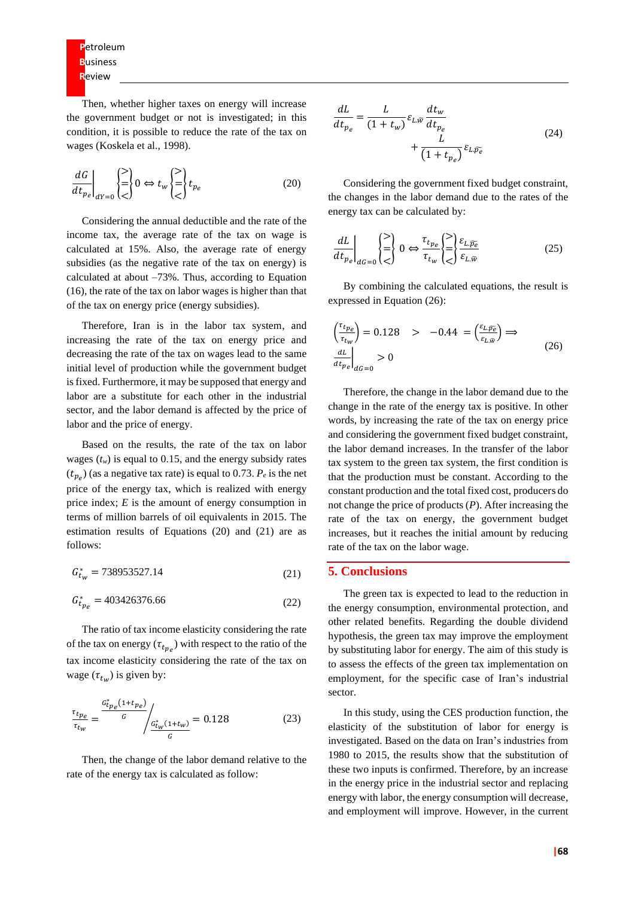Then, whether higher taxes on energy will increase the government budget or not is investigated; in this condition, it is possible to reduce the rate of the tax on wages (Koskela et al., 1998).

$$\left.\frac{dG}{dt_{p_e}}\right|_{dY=0} \begin{Bmatrix} > \\ = \\ < \end{Bmatrix} 0 \Leftrightarrow t_w \begin{Bmatrix} > \\ = \\ < \end{Bmatrix} t_{p_e} \tag{20}$$

Considering the annual deductible and the rate of the income tax, the average rate of the tax on wage is calculated at 15%. Also, the average rate of energy subsidies (as the negative rate of the tax on energy) is calculated at about –73%. Thus, according to Equation (16), the rate of the tax on labor wages is higher than that of the tax on energy price (energy subsidies).

Therefore, Iran is in the labor tax system, and increasing the rate of the tax on energy price and decreasing the rate of the tax on wages lead to the same initial level of production while the government budget is fixed. Furthermore, it may be supposed that energy and labor are a substitute for each other in the industrial sector, and the labor demand is affected by the price of labor and the price of energy.

Based on the results, the rate of the tax on labor wages ($t_w$) is equal to 0.15, and the energy subsidy rates ($t_{p_e}$) (as a negative tax rate) is equal to 0.73. $P_e$ is the net price of the energy tax, which is realized with energy price index; $E$ is the amount of energy consumption in terms of million barrels of oil equivalents in 2015. The estimation results of Equations (20) and (21) are as follows:

$$G^*_{t_w} = 738953527.14 \tag{21}$$

$$G^*_{t_{p_e}} = 403426376.66 \tag{22}$$

The ratio of tax income elasticity considering the rate of the tax on energy ($\tau_{t_{p_e}}$) with respect to the ratio of the tax income elasticity considering the rate of the tax on wage ($\tau_{t_w}$) is given by:

$$\frac{\tau_{t_{pe}}}{\tau_{t_w}} = \frac{G^*_{t_{p_e}}(1+t_{p_e})}{G} \Bigg/ \frac{G^*_{t_w}(1+t_w)}{G} = 0.128 \tag{23}$$

Then, the change of the labor demand relative to the rate of the energy tax is calculated as follow:

$$\frac{dL}{dt_{p_e}} = \frac{L}{(1+t_w)}\varepsilon_{L.\widetilde{w}}\frac{dt_w}{dt_{p_e}} + \frac{L}{\left(1+t_{p_e}\right)}\varepsilon_{L.\widetilde{p_e}} \tag{24}$$

Considering the government fixed budget constraint, the changes in the labor demand due to the rates of the energy tax can be calculated by:

$$\left.\frac{dL}{dt_{p_e}}\right|_{dG=0} \begin{Bmatrix} > \\ = \\ < \end{Bmatrix} 0 \Leftrightarrow \frac{\tau_{t_{p_e}}}{\tau_{t_w}} \begin{Bmatrix} > \\ = \\ < \end{Bmatrix} \frac{\varepsilon_{L.\widetilde{p_e}}}{\varepsilon_{L.\widetilde{w}}} \tag{25}$$

By combining the calculated equations, the result is expressed in Equation (26):

$$\left(\frac{\tau_{t_{pe}}}{\tau_{t_w}}\right) = 0.128 \quad > \quad -0.44 = \left(\frac{\varepsilon_{L.\widetilde{p_e}}}{\varepsilon_{L.\widetilde{w}}}\right) \Longrightarrow \left.\frac{dL}{dt_{p_e}}\right|_{dG=0} > 0 \tag{26}$$

Therefore, the change in the labor demand due to the change in the rate of the energy tax is positive. In other words, by increasing the rate of the tax on energy price and considering the government fixed budget constraint, the labor demand increases. In the transfer of the labor tax system to the green tax system, the first condition is that the production must be constant. According to the constant production and the total fixed cost, producers do not change the price of products ($P$). After increasing the rate of the tax on energy, the government budget increases, but it reaches the initial amount by reducing rate of the tax on the labor wage.

## 5. Conclusions

The green tax is expected to lead to the reduction in the energy consumption, environmental protection, and other related benefits. Regarding the double dividend hypothesis, the green tax may improve the employment by substituting labor for energy. The aim of this study is to assess the effects of the green tax implementation on employment, for the specific case of Iran's industrial sector.

In this study, using the CES production function, the elasticity of the substitution of labor for energy is investigated. Based on the data on Iran's industries from 1980 to 2015, the results show that the substitution of these two inputs is confirmed. Therefore, by an increase in the energy price in the industrial sector and replacing energy with labor, the energy consumption will decrease, and employment will improve. However, in the current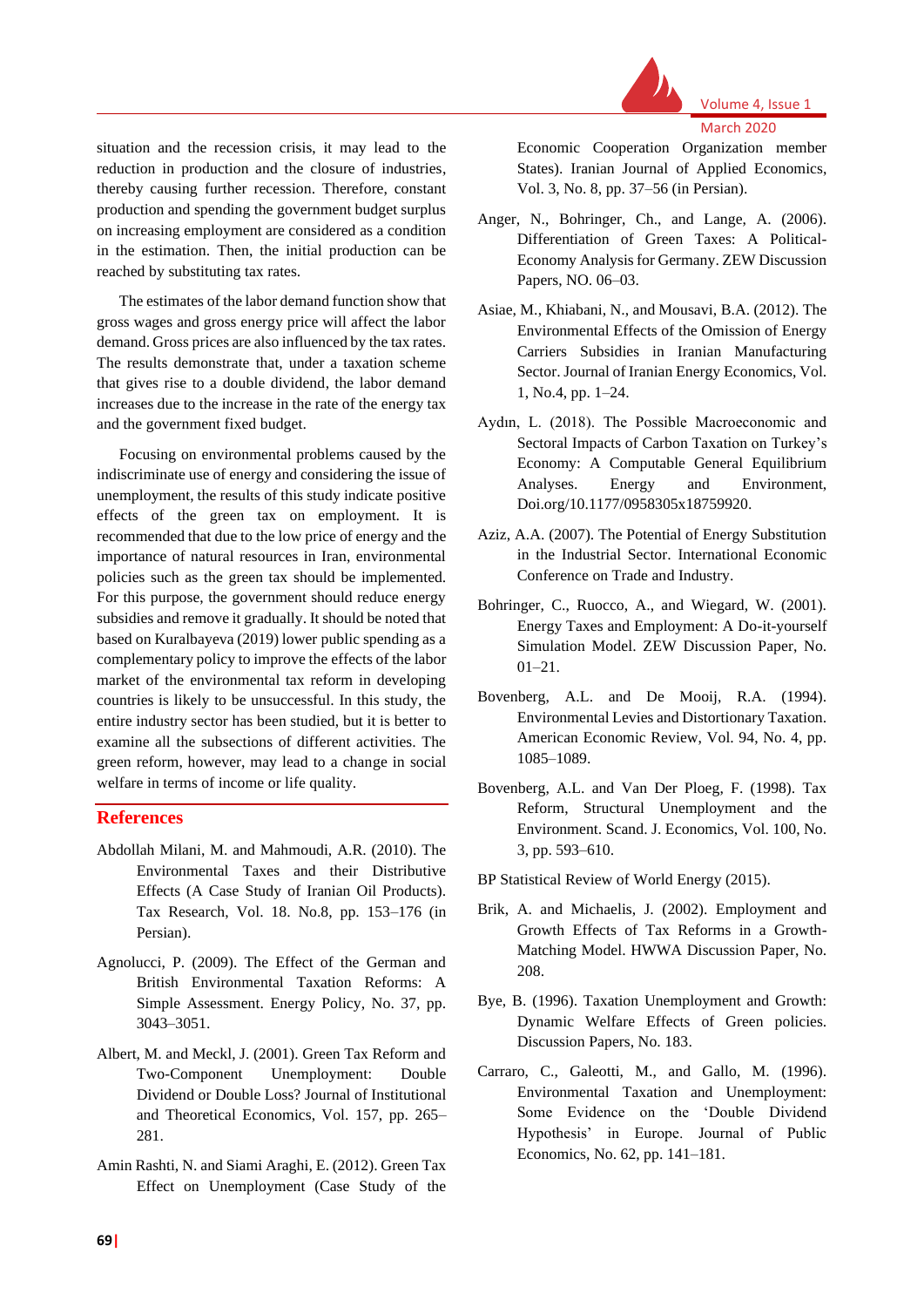situation and the recession crisis, it may lead to the reduction in production and the closure of industries, thereby causing further recession. Therefore, constant production and spending the government budget surplus on increasing employment are considered as a condition in the estimation. Then, the initial production can be reached by substituting tax rates.

The estimates of the labor demand function show that gross wages and gross energy price will affect the labor demand. Gross prices are also influenced by the tax rates. The results demonstrate that, under a taxation scheme that gives rise to a double dividend, the labor demand increases due to the increase in the rate of the energy tax and the government fixed budget.

Focusing on environmental problems caused by the indiscriminate use of energy and considering the issue of unemployment, the results of this study indicate positive effects of the green tax on employment. It is recommended that due to the low price of energy and the importance of natural resources in Iran, environmental policies such as the green tax should be implemented. For this purpose, the government should reduce energy subsidies and remove it gradually. It should be noted that based on Kuralbayeva (2019) lower public spending as a complementary policy to improve the effects of the labor market of the environmental tax reform in developing countries is likely to be unsuccessful. In this study, the entire industry sector has been studied, but it is better to examine all the subsections of different activities. The green reform, however, may lead to a change in social welfare in terms of income or life quality.

## References

Abdollah Milani, M. and Mahmoudi, A.R. (2010). The Environmental Taxes and their Distributive Effects (A Case Study of Iranian Oil Products). Tax Research, Vol. 18. No.8, pp. 153–176 (in Persian).

Agnolucci, P. (2009). The Effect of the German and British Environmental Taxation Reforms: A Simple Assessment. Energy Policy, No. 37, pp. 3043–3051.

Albert, M. and Meckl, J. (2001). Green Tax Reform and Two-Component Unemployment: Double Dividend or Double Loss? Journal of Institutional and Theoretical Economics, Vol. 157, pp. 265–281.

Amin Rashti, N. and Siami Araghi, E. (2012). Green Tax Effect on Unemployment (Case Study of the Economic Cooperation Organization member States). Iranian Journal of Applied Economics, Vol. 3, No. 8, pp. 37–56 (in Persian).

Anger, N., Bohringer, Ch., and Lange, A. (2006). Differentiation of Green Taxes: A Political-Economy Analysis for Germany. ZEW Discussion Papers, NO. 06–03.

Asiae, M., Khiabani, N., and Mousavi, B.A. (2012). The Environmental Effects of the Omission of Energy Carriers Subsidies in Iranian Manufacturing Sector. Journal of Iranian Energy Economics, Vol. 1, No.4, pp. 1–24.

Aydın, L. (2018). The Possible Macroeconomic and Sectoral Impacts of Carbon Taxation on Turkey's Economy: A Computable General Equilibrium Analyses. Energy and Environment, Doi.org/10.1177/0958305x18759920.

Aziz, A.A. (2007). The Potential of Energy Substitution in the Industrial Sector. International Economic Conference on Trade and Industry.

Bohringer, C., Ruocco, A., and Wiegard, W. (2001). Energy Taxes and Employment: A Do-it-yourself Simulation Model. ZEW Discussion Paper, No. 01–21.

Bovenberg, A.L. and De Mooij, R.A. (1994). Environmental Levies and Distortionary Taxation. American Economic Review, Vol. 94, No. 4, pp. 1085–1089.

Bovenberg, A.L. and Van Der Ploeg, F. (1998). Tax Reform, Structural Unemployment and the Environment. Scand. J. Economics, Vol. 100, No. 3, pp. 593–610.

BP Statistical Review of World Energy (2015).

Brik, A. and Michaelis, J. (2002). Employment and Growth Effects of Tax Reforms in a Growth-Matching Model. HWWA Discussion Paper, No. 208.

Bye, B. (1996). Taxation Unemployment and Growth: Dynamic Welfare Effects of Green policies. Discussion Papers, No. 183.

Carraro, C., Galeotti, M., and Gallo, M. (1996). Environmental Taxation and Unemployment: Some Evidence on the 'Double Dividend Hypothesis' in Europe. Journal of Public Economics, No. 62, pp. 141–181.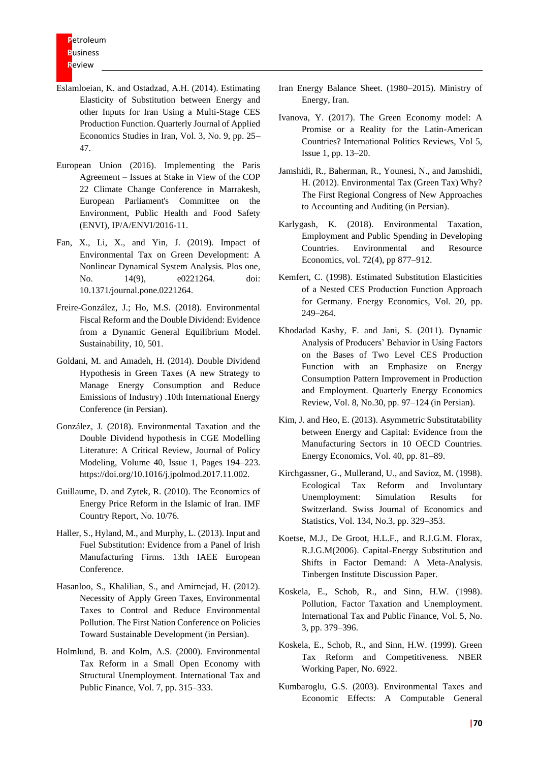Eslamloeian, K. and Ostadzad, A.H. (2014). Estimating Elasticity of Substitution between Energy and other Inputs for Iran Using a Multi-Stage CES Production Function. Quarterly Journal of Applied Economics Studies in Iran, Vol. 3, No. 9, pp. 25–47.

European Union (2016). Implementing the Paris Agreement – Issues at Stake in View of the COP 22 Climate Change Conference in Marrakesh, European Parliament's Committee on the Environment, Public Health and Food Safety (ENVI), IP/A/ENVI/2016-11.

Fan, X., Li, X., and Yin, J. (2019). Impact of Environmental Tax on Green Development: A Nonlinear Dynamical System Analysis. Plos one, No. 14(9), e0221264. doi: 10.1371/journal.pone.0221264.

Freire-González, J.; Ho, M.S. (2018). Environmental Fiscal Reform and the Double Dividend: Evidence from a Dynamic General Equilibrium Model. Sustainability, 10, 501.

Goldani, M. and Amadeh, H. (2014). Double Dividend Hypothesis in Green Taxes (A new Strategy to Manage Energy Consumption and Reduce Emissions of Industry) .10th International Energy Conference (in Persian).

González, J. (2018). Environmental Taxation and the Double Dividend hypothesis in CGE Modelling Literature: A Critical Review, Journal of Policy Modeling, Volume 40, Issue 1, Pages 194–223. https://doi.org/10.1016/j.jpolmod.2017.11.002.

Guillaume, D. and Zytek, R. (2010). The Economics of Energy Price Reform in the Islamic of Iran. IMF Country Report, No. 10/76.

Haller, S., Hyland, M., and Murphy, L. (2013). Input and Fuel Substitution: Evidence from a Panel of Irish Manufacturing Firms. 13th IAEE European Conference.

Hasanloo, S., Khalilian, S., and Amirnejad, H. (2012). Necessity of Apply Green Taxes, Environmental Taxes to Control and Reduce Environmental Pollution. The First Nation Conference on Policies Toward Sustainable Development (in Persian).

Holmlund, B. and Kolm, A.S. (2000). Environmental Tax Reform in a Small Open Economy with Structural Unemployment. International Tax and Public Finance, Vol. 7, pp. 315–333.

Iran Energy Balance Sheet. (1980–2015). Ministry of Energy, Iran.

Ivanova, Y. (2017). The Green Economy model: A Promise or a Reality for the Latin-American Countries? International Politics Reviews, Vol 5, Issue 1, pp. 13–20.

Jamshidi, R., Baherman, R., Younesi, N., and Jamshidi, H. (2012). Environmental Tax (Green Tax) Why? The First Regional Congress of New Approaches to Accounting and Auditing (in Persian).

Karlygash, K. (2018). Environmental Taxation, Employment and Public Spending in Developing Countries. Environmental and Resource Economics, vol. 72(4), pp 877–912.

Kemfert, C. (1998). Estimated Substitution Elasticities of a Nested CES Production Function Approach for Germany. Energy Economics, Vol. 20, pp. 249–264.

Khodadad Kashy, F. and Jani, S. (2011). Dynamic Analysis of Producers' Behavior in Using Factors on the Bases of Two Level CES Production Function with an Emphasize on Energy Consumption Pattern Improvement in Production and Employment. Quarterly Energy Economics Review, Vol. 8, No.30, pp. 97–124 (in Persian).

Kim, J. and Heo, E. (2013). Asymmetric Substitutability between Energy and Capital: Evidence from the Manufacturing Sectors in 10 OECD Countries. Energy Economics, Vol. 40, pp. 81–89.

Kirchgassner, G., Mullerand, U., and Savioz, M. (1998). Ecological Tax Reform and Involuntary Unemployment: Simulation Results for Switzerland. Swiss Journal of Economics and Statistics, Vol. 134, No.3, pp. 329–353.

Koetse, M.J., De Groot, H.L.F., and R.J.G.M. Florax, R.J.G.M(2006). Capital-Energy Substitution and Shifts in Factor Demand: A Meta-Analysis. Tinbergen Institute Discussion Paper.

Koskela, E., Schob, R., and Sinn, H.W. (1998). Pollution, Factor Taxation and Unemployment. International Tax and Public Finance, Vol. 5, No. 3, pp. 379–396.

Koskela, E., Schob, R., and Sinn, H.W. (1999). Green Tax Reform and Competitiveness. NBER Working Paper, No. 6922.

Kumbaroglu, G.S. (2003). Environmental Taxes and Economic Effects: A Computable General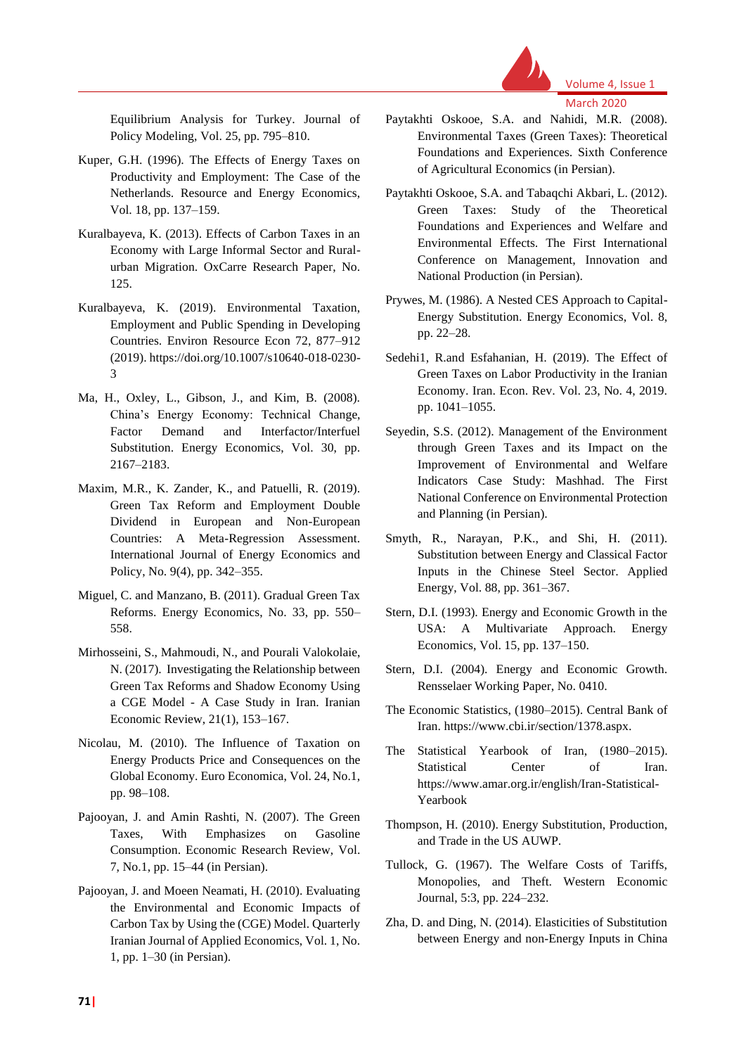Equilibrium Analysis for Turkey. Journal of Policy Modeling, Vol. 25, pp. 795–810.

Kuper, G.H. (1996). The Effects of Energy Taxes on Productivity and Employment: The Case of the Netherlands. Resource and Energy Economics, Vol. 18, pp. 137–159.

Kuralbayeva, K. (2013). Effects of Carbon Taxes in an Economy with Large Informal Sector and Rural-urban Migration. OxCarre Research Paper, No. 125.

Kuralbayeva, K. (2019). Environmental Taxation, Employment and Public Spending in Developing Countries. Environ Resource Econ 72, 877–912 (2019). https://doi.org/10.1007/s10640-018-0230-3

Ma, H., Oxley, L., Gibson, J., and Kim, B. (2008). China's Energy Economy: Technical Change, Factor Demand and Interfactor/Interfuel Substitution. Energy Economics, Vol. 30, pp. 2167–2183.

Maxim, M.R., K. Zander, K., and Patuelli, R. (2019). Green Tax Reform and Employment Double Dividend in European and Non-European Countries: A Meta-Regression Assessment. International Journal of Energy Economics and Policy, No. 9(4), pp. 342–355.

Miguel, C. and Manzano, B. (2011). Gradual Green Tax Reforms. Energy Economics, No. 33, pp. 550–558.

Mirhosseini, S., Mahmoudi, N., and Pourali Valokolaie, N. (2017). Investigating the Relationship between Green Tax Reforms and Shadow Economy Using a CGE Model - A Case Study in Iran. Iranian Economic Review, 21(1), 153–167.

Nicolau, M. (2010). The Influence of Taxation on Energy Products Price and Consequences on the Global Economy. Euro Economica, Vol. 24, No.1, pp. 98–108.

Pajooyan, J. and Amin Rashti, N. (2007). The Green Taxes, With Emphasizes on Gasoline Consumption. Economic Research Review, Vol. 7, No.1, pp. 15–44 (in Persian).

Pajooyan, J. and Moeen Neamati, H. (2010). Evaluating the Environmental and Economic Impacts of Carbon Tax by Using the (CGE) Model. Quarterly Iranian Journal of Applied Economics, Vol. 1, No. 1, pp. 1–30 (in Persian).

Paytakhti Oskooe, S.A. and Nahidi, M.R. (2008). Environmental Taxes (Green Taxes): Theoretical Foundations and Experiences. Sixth Conference of Agricultural Economics (in Persian).

Paytakhti Oskooe, S.A. and Tabaqchi Akbari, L. (2012). Green Taxes: Study of the Theoretical Foundations and Experiences and Welfare and Environmental Effects. The First International Conference on Management, Innovation and National Production (in Persian).

Prywes, M. (1986). A Nested CES Approach to Capital-Energy Substitution. Energy Economics, Vol. 8, pp. 22–28.

Sedehi1, R.and Esfahanian, H. (2019). The Effect of Green Taxes on Labor Productivity in the Iranian Economy. Iran. Econ. Rev. Vol. 23, No. 4, 2019. pp. 1041–1055.

Seyedin, S.S. (2012). Management of the Environment through Green Taxes and its Impact on the Improvement of Environmental and Welfare Indicators Case Study: Mashhad. The First National Conference on Environmental Protection and Planning (in Persian).

Smyth, R., Narayan, P.K., and Shi, H. (2011). Substitution between Energy and Classical Factor Inputs in the Chinese Steel Sector. Applied Energy, Vol. 88, pp. 361–367.

Stern, D.I. (1993). Energy and Economic Growth in the USA: A Multivariate Approach. Energy Economics, Vol. 15, pp. 137–150.

Stern, D.I. (2004). Energy and Economic Growth. Rensselaer Working Paper, No. 0410.

The Economic Statistics, (1980–2015). Central Bank of Iran. https://www.cbi.ir/section/1378.aspx.

The Statistical Yearbook of Iran, (1980–2015). Statistical Center of Iran. https://www.amar.org.ir/english/Iran-Statistical-Yearbook

Thompson, H. (2010). Energy Substitution, Production, and Trade in the US AUWP.

Tullock, G. (1967). The Welfare Costs of Tariffs, Monopolies, and Theft. Western Economic Journal, 5:3, pp. 224–232.

Zha, D. and Ding, N. (2014). Elasticities of Substitution between Energy and non-Energy Inputs in China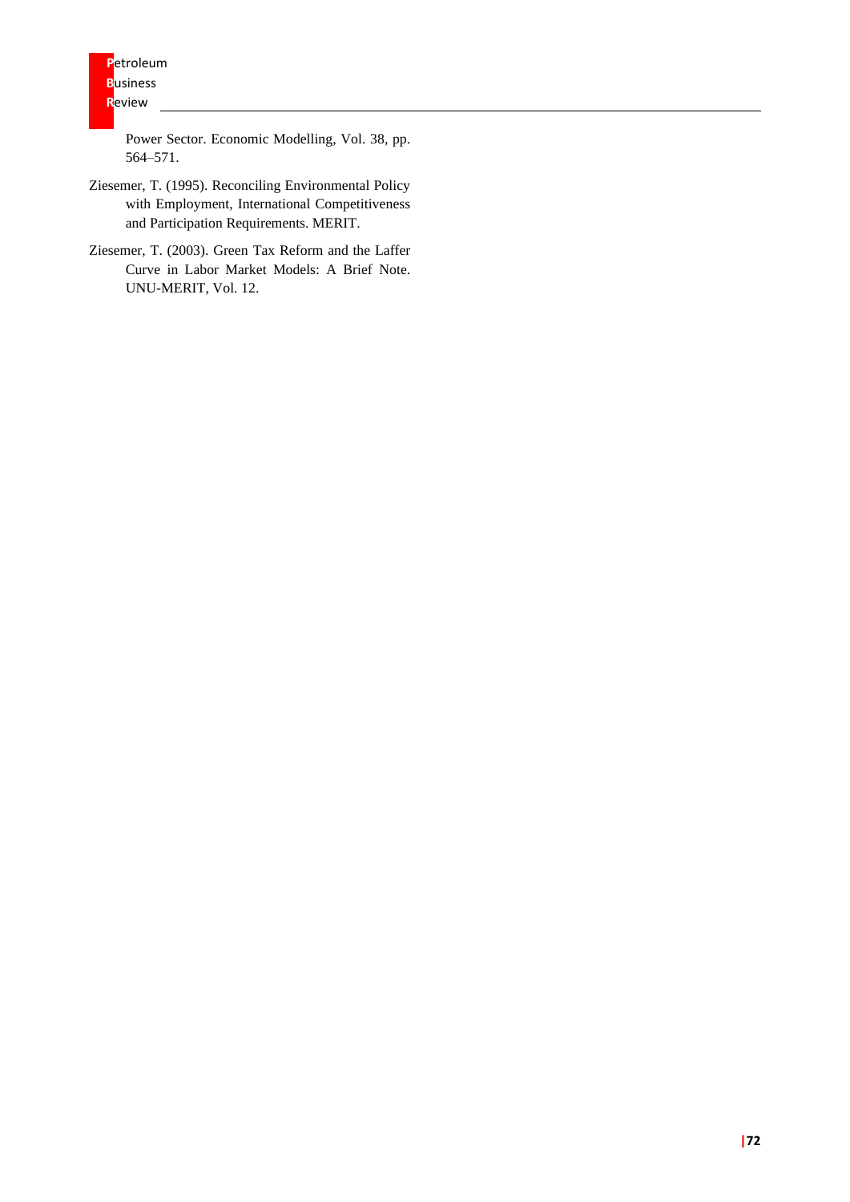Power Sector. Economic Modelling, Vol. 38, pp. 564–571.

Ziesemer, T. (1995). Reconciling Environmental Policy with Employment, International Competitiveness and Participation Requirements. MERIT.

Ziesemer, T. (2003). Green Tax Reform and the Laffer Curve in Labor Market Models: A Brief Note. UNU-MERIT, Vol. 12.